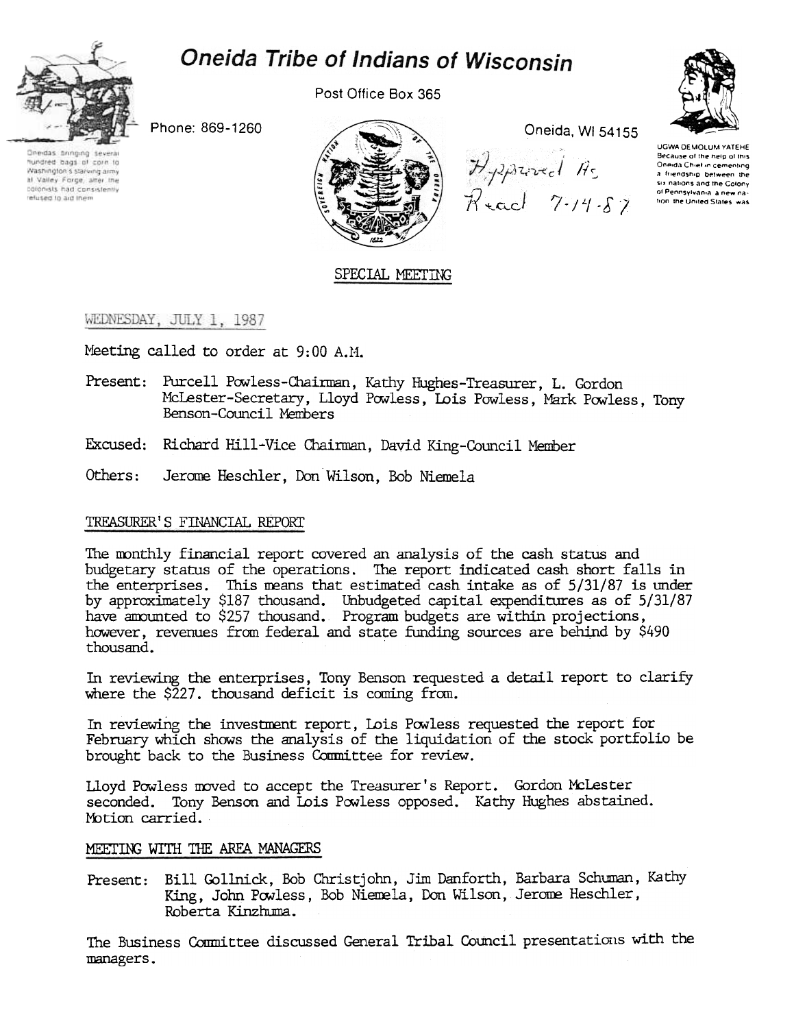# Oneida Tribe of Indians of Wisconsin

Post Office Box 365

Phone: 869-1260

Oneida, WI 54155

Oneidas bringing several hundred bags of corn to Washington's starving army at Valley Forge, after the colonists had consistently refused to aid them

UGWA DEMOLUM YATEHE Because of the help of this Oneida Chief in cementing a friendship between the six nations and the Colony of Pennsylvania, a new nation, the United States was

Approved As Read 7-14-87

## SPECIAL MEETING

WEDNESDAY, JULY 1, 1987

Meeting called to order at 9:00 A.M.

Present: Purcell Powless-Chairman, Kathy Hughes-Treasurer, L. Gordon McLester-Secretary, Lloyd Powless, Lois Powless, Mark Powless, Tony Benson-Council Members

Excused: Richard Hill-Vice Chairman, David King-Council Member

Others: Jerome Heschler, Don Wilson, Bob Niemela

### TREASURER'S FINANCIAL REPORT

The monthly financial report covered an analysis of the cash status and budgetary status of the operations. The report indicated cash short falls in the enterprises. This means that estimated cash intake as of 5/31/87 is under by approximately $187 thousand. Unbudgeted capital expenditures as of 5/31/87 have amounted to $257 thousand. Program budgets are within projections, however, revenues from federal and state funding sources are behind by $490 thousand.

In reviewing the enterprises, Tony Benson requested a detail report to clarify where the $227. thousand deficit is coming from.

In reviewing the investment report, Lois Powless requested the report for February which shows the analysis of the liquidation of the stock portfolio be brought back to the Business Committee for review.

Lloyd Powless moved to accept the Treasurer's Report. Gordon McLester seconded. Tony Benson and Lois Powless opposed. Kathy Hughes abstained. Motion carried.

### MEETING WITH THE AREA MANAGERS

Present: Bill Gollnick, Bob Christjohn, Jim Danforth, Barbara Schuman, Kathy King, John Powless, Bob Niemela, Don Wilson, Jerome Heschler, Roberta Kinzhuma.

The Business Committee discussed General Tribal Council presentations with the managers.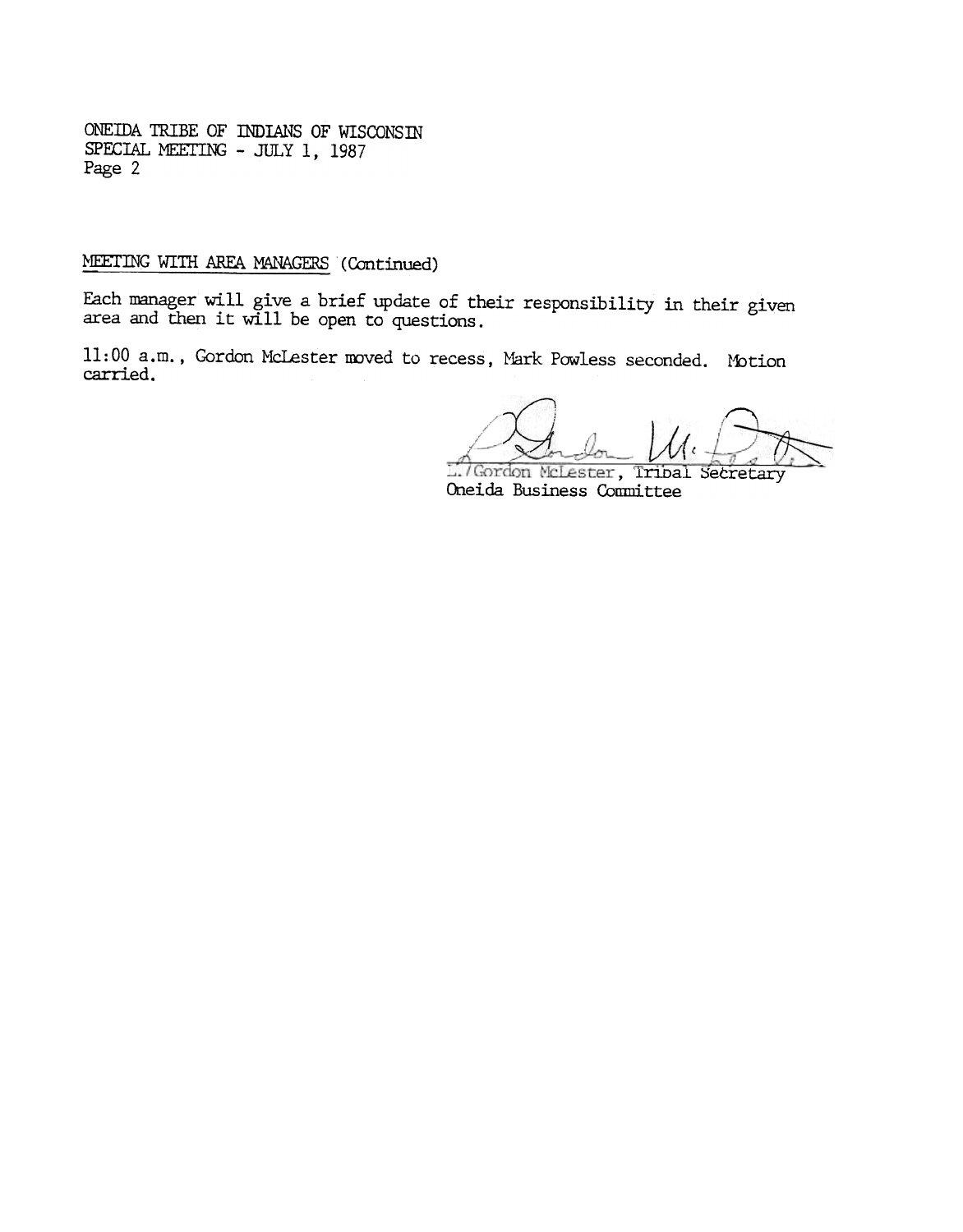ONEIDA TRIBE OF INDIANS OF WISCONSIN
SPECIAL MEETING - JULY 1, 1987
Page 2

MEETING WITH AREA MANAGERS (Continued)

Each manager will give a brief update of their responsibility in their given area and then it will be open to questions.

11:00 a.m., Gordon McLester moved to recess, Mark Powless seconded. Motion carried.

L. Gordon McLester, Tribal Secretary
Oneida Business Committee